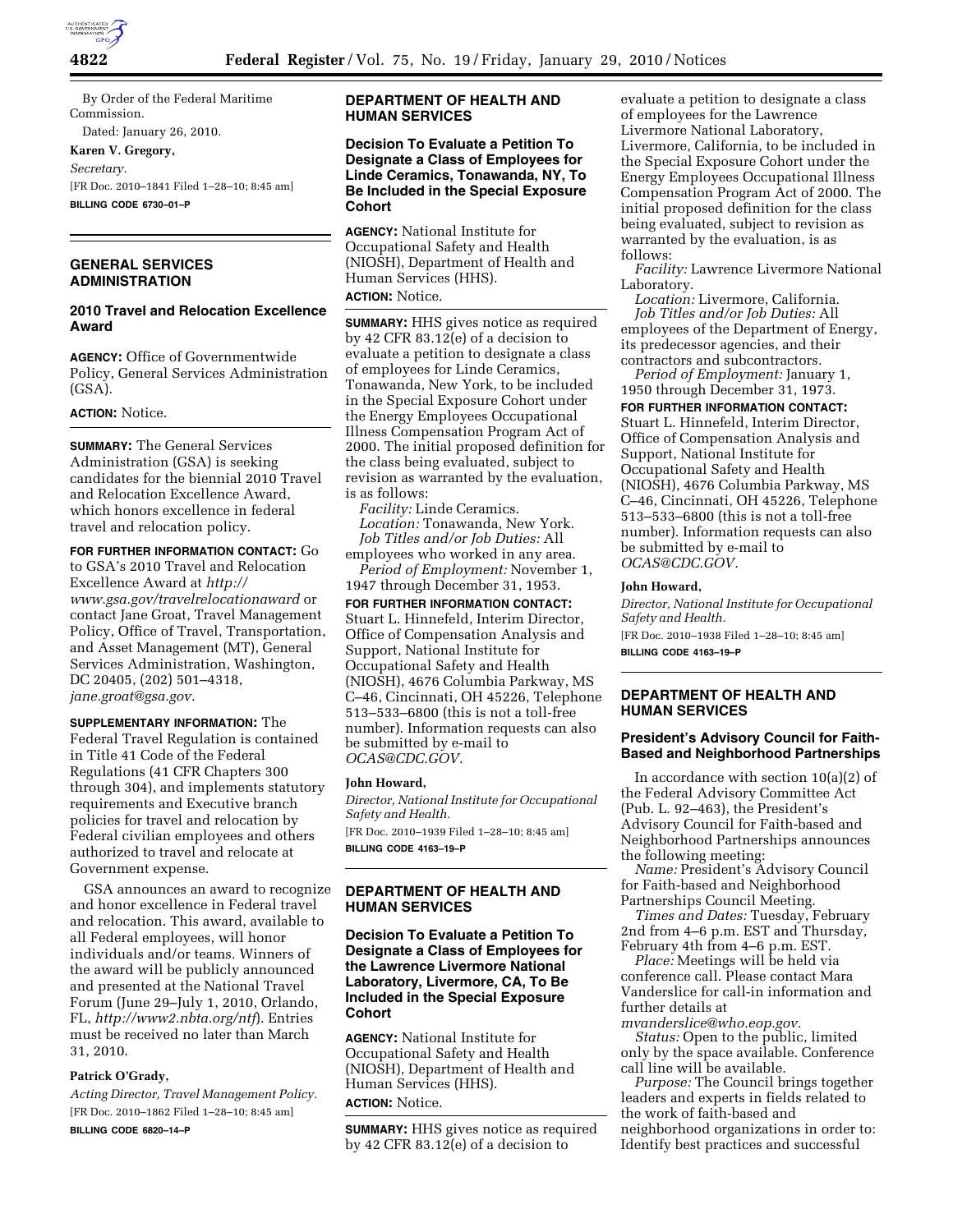By Order of the Federal Maritime Commission.

Dated: January 26, 2010.

**Karen V. Gregory,**

*Secretary.*

[FR Doc. 2010–1841 Filed 1–28–10; 8:45 am]

**BILLING CODE 6730–01–P**

## GENERAL SERVICES ADMINISTRATION

### 2010 Travel and Relocation Excellence Award

**AGENCY:** Office of Governmentwide Policy, General Services Administration (GSA).

**ACTION:** Notice.

**SUMMARY:** The General Services Administration (GSA) is seeking candidates for the biennial 2010 Travel and Relocation Excellence Award, which honors excellence in federal travel and relocation policy.

**FOR FURTHER INFORMATION CONTACT:** Go to GSA's 2010 Travel and Relocation Excellence Award at *http://www.gsa.gov/travelrelocationaward* or contact Jane Groat, Travel Management Policy, Office of Travel, Transportation, and Asset Management (MT), General Services Administration, Washington, DC 20405, (202) 501–4318, *jane.groat@gsa.gov.*

**SUPPLEMENTARY INFORMATION:** The Federal Travel Regulation is contained in Title 41 Code of the Federal Regulations (41 CFR Chapters 300 through 304), and implements statutory requirements and Executive branch policies for travel and relocation by Federal civilian employees and others authorized to travel and relocate at Government expense.

GSA announces an award to recognize and honor excellence in Federal travel and relocation. This award, available to all Federal employees, will honor individuals and/or teams. Winners of the award will be publicly announced and presented at the National Travel Forum (June 29–July 1, 2010, Orlando, FL, *http://www2.nbta.org/ntf*). Entries must be received no later than March 31, 2010.

**Patrick O'Grady,**

*Acting Director, Travel Management Policy.*

[FR Doc. 2010–1862 Filed 1–28–10; 8:45 am]

**BILLING CODE 6820–14–P**

## DEPARTMENT OF HEALTH AND HUMAN SERVICES

### Decision To Evaluate a Petition To Designate a Class of Employees for Linde Ceramics, Tonawanda, NY, To Be Included in the Special Exposure Cohort

**AGENCY:** National Institute for Occupational Safety and Health (NIOSH), Department of Health and Human Services (HHS).

**ACTION:** Notice.

**SUMMARY:** HHS gives notice as required by 42 CFR 83.12(e) of a decision to evaluate a petition to designate a class of employees for Linde Ceramics, Tonawanda, New York, to be included in the Special Exposure Cohort under the Energy Employees Occupational Illness Compensation Program Act of 2000. The initial proposed definition for the class being evaluated, subject to revision as warranted by the evaluation, is as follows:

*Facility:* Linde Ceramics.

*Location:* Tonawanda, New York.

*Job Titles and/or Job Duties:* All employees who worked in any area.

*Period of Employment:* November 1, 1947 through December 31, 1953.

**FOR FURTHER INFORMATION CONTACT:** Stuart L. Hinnefeld, Interim Director, Office of Compensation Analysis and Support, National Institute for Occupational Safety and Health (NIOSH), 4676 Columbia Parkway, MS C–46, Cincinnati, OH 45226, Telephone 513–533–6800 (this is not a toll-free number). Information requests can also be submitted by e-mail to *OCAS@CDC.GOV.*

**John Howard,**

*Director, National Institute for Occupational Safety and Health.*

[FR Doc. 2010–1939 Filed 1–28–10; 8:45 am]

**BILLING CODE 4163–19–P**

## DEPARTMENT OF HEALTH AND HUMAN SERVICES

### Decision To Evaluate a Petition To Designate a Class of Employees for the Lawrence Livermore National Laboratory, Livermore, CA, To Be Included in the Special Exposure Cohort

**AGENCY:** National Institute for Occupational Safety and Health (NIOSH), Department of Health and Human Services (HHS).

**ACTION:** Notice.

**SUMMARY:** HHS gives notice as required by 42 CFR 83.12(e) of a decision to evaluate a petition to designate a class of employees for the Lawrence Livermore National Laboratory, Livermore, California, to be included in the Special Exposure Cohort under the Energy Employees Occupational Illness Compensation Program Act of 2000. The initial proposed definition for the class being evaluated, subject to revision as warranted by the evaluation, is as follows:

*Facility:* Lawrence Livermore National Laboratory.

*Location:* Livermore, California.

*Job Titles and/or Job Duties:* All employees of the Department of Energy, its predecessor agencies, and their contractors and subcontractors.

*Period of Employment:* January 1, 1950 through December 31, 1973.

**FOR FURTHER INFORMATION CONTACT:** Stuart L. Hinnefeld, Interim Director, Office of Compensation Analysis and Support, National Institute for Occupational Safety and Health (NIOSH), 4676 Columbia Parkway, MS C–46, Cincinnati, OH 45226, Telephone 513–533–6800 (this is not a toll-free number). Information requests can also be submitted by e-mail to *OCAS@CDC.GOV.*

**John Howard,**

*Director, National Institute for Occupational Safety and Health.*

[FR Doc. 2010–1938 Filed 1–28–10; 8:45 am]

**BILLING CODE 4163–19–P**

## DEPARTMENT OF HEALTH AND HUMAN SERVICES

### President's Advisory Council for Faith-Based and Neighborhood Partnerships

In accordance with section 10(a)(2) of the Federal Advisory Committee Act (Pub. L. 92–463), the President's Advisory Council for Faith-based and Neighborhood Partnerships announces the following meeting:

*Name:* President's Advisory Council for Faith-based and Neighborhood Partnerships Council Meeting.

*Times and Dates:* Tuesday, February 2nd from 4–6 p.m. EST and Thursday, February 4th from 4–6 p.m. EST.

*Place:* Meetings will be held via conference call. Please contact Mara Vanderslice for call-in information and further details at *mvanderslice@who.eop.gov.*

*Status:* Open to the public, limited only by the space available. Conference call line will be available.

*Purpose:* The Council brings together leaders and experts in fields related to the work of faith-based and neighborhood organizations in order to: Identify best practices and successful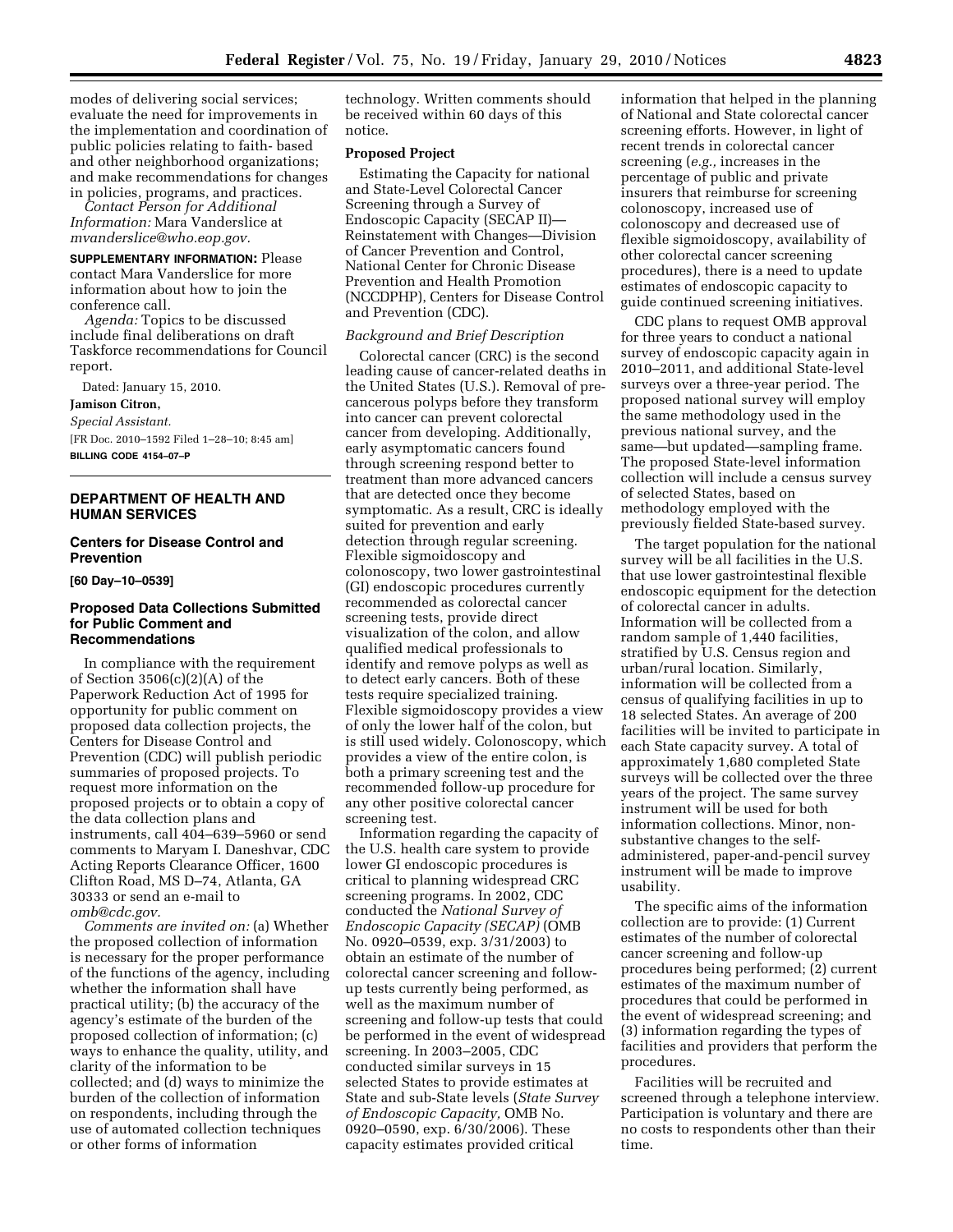modes of delivering social services; evaluate the need for improvements in the implementation and coordination of public policies relating to faith- based and other neighborhood organizations; and make recommendations for changes in policies, programs, and practices.

*Contact Person for Additional Information:* Mara Vanderslice at *mvanderslice@who.eop.gov.*

**SUPPLEMENTARY INFORMATION:** Please contact Mara Vanderslice for more information about how to join the conference call.

*Agenda:* Topics to be discussed include final deliberations on draft Taskforce recommendations for Council report.

Dated: January 15, 2010.

**Jamison Citron,**

*Special Assistant.*

[FR Doc. 2010–1592 Filed 1–28–10; 8:45 am]

**BILLING CODE 4154–07–P**

## DEPARTMENT OF HEALTH AND HUMAN SERVICES

### Centers for Disease Control and Prevention

**[60 Day–10–0539]**

### Proposed Data Collections Submitted for Public Comment and Recommendations

In compliance with the requirement of Section 3506(c)(2)(A) of the Paperwork Reduction Act of 1995 for opportunity for public comment on proposed data collection projects, the Centers for Disease Control and Prevention (CDC) will publish periodic summaries of proposed projects. To request more information on the proposed projects or to obtain a copy of the data collection plans and instruments, call 404–639–5960 or send comments to Maryam I. Daneshvar, CDC Acting Reports Clearance Officer, 1600 Clifton Road, MS D–74, Atlanta, GA 30333 or send an e-mail to *omb@cdc.gov.*

*Comments are invited on:* (a) Whether the proposed collection of information is necessary for the proper performance of the functions of the agency, including whether the information shall have practical utility; (b) the accuracy of the agency's estimate of the burden of the proposed collection of information; (c) ways to enhance the quality, utility, and clarity of the information to be collected; and (d) ways to minimize the burden of the collection of information on respondents, including through the use of automated collection techniques or other forms of information technology. Written comments should be received within 60 days of this notice.

**Proposed Project**

Estimating the Capacity for national and State-Level Colorectal Cancer Screening through a Survey of Endoscopic Capacity (SECAP II)—Reinstatement with Changes—Division of Cancer Prevention and Control, National Center for Chronic Disease Prevention and Health Promotion (NCCDPHP), Centers for Disease Control and Prevention (CDC).

*Background and Brief Description*

Colorectal cancer (CRC) is the second leading cause of cancer-related deaths in the United States (U.S.). Removal of pre-cancerous polyps before they transform into cancer can prevent colorectal cancer from developing. Additionally, early asymptomatic cancers found through screening respond better to treatment than more advanced cancers that are detected once they become symptomatic. As a result, CRC is ideally suited for prevention and early detection through regular screening. Flexible sigmoidoscopy and colonoscopy, two lower gastrointestinal (GI) endoscopic procedures currently recommended as colorectal cancer screening tests, provide direct visualization of the colon, and allow qualified medical professionals to identify and remove polyps as well as to detect early cancers. Both of these tests require specialized training. Flexible sigmoidoscopy provides a view of only the lower half of the colon, but is still used widely. Colonoscopy, which provides a view of the entire colon, is both a primary screening test and the recommended follow-up procedure for any other positive colorectal cancer screening test.

Information regarding the capacity of the U.S. health care system to provide lower GI endoscopic procedures is critical to planning widespread CRC screening programs. In 2002, CDC conducted the *National Survey of Endoscopic Capacity (SECAP)* (OMB No. 0920–0539, exp. 3/31/2003) to obtain an estimate of the number of colorectal cancer screening and follow-up tests currently being performed, as well as the maximum number of screening and follow-up tests that could be performed in the event of widespread screening. In 2003–2005, CDC conducted similar surveys in 15 selected States to provide estimates at State and sub-State levels (*State Survey of Endoscopic Capacity,* OMB No. 0920–0590, exp. 6/30/2006). These capacity estimates provided critical information that helped in the planning of National and State colorectal cancer screening efforts. However, in light of recent trends in colorectal cancer screening (*e.g.,* increases in the percentage of public and private insurers that reimburse for screening colonoscopy, increased use of colonoscopy and decreased use of flexible sigmoidoscopy, availability of other colorectal cancer screening procedures), there is a need to update estimates of endoscopic capacity to guide continued screening initiatives.

CDC plans to request OMB approval for three years to conduct a national survey of endoscopic capacity again in 2010–2011, and additional State-level surveys over a three-year period. The proposed national survey will employ the same methodology used in the previous national survey, and the same—but updated—sampling frame. The proposed State-level information collection will include a census survey of selected States, based on methodology employed with the previously fielded State-based survey.

The target population for the national survey will be all facilities in the U.S. that use lower gastrointestinal flexible endoscopic equipment for the detection of colorectal cancer in adults. Information will be collected from a random sample of 1,440 facilities, stratified by U.S. Census region and urban/rural location. Similarly, information will be collected from a census of qualifying facilities in up to 18 selected States. An average of 200 facilities will be invited to participate in each State capacity survey. A total of approximately 1,680 completed State surveys will be collected over the three years of the project. The same survey instrument will be used for both information collections. Minor, non-substantive changes to the self-administered, paper-and-pencil survey instrument will be made to improve usability.

The specific aims of the information collection are to provide: (1) Current estimates of the number of colorectal cancer screening and follow-up procedures being performed; (2) current estimates of the maximum number of procedures that could be performed in the event of widespread screening; and (3) information regarding the types of facilities and providers that perform the procedures.

Facilities will be recruited and screened through a telephone interview. Participation is voluntary and there are no costs to respondents other than their time.